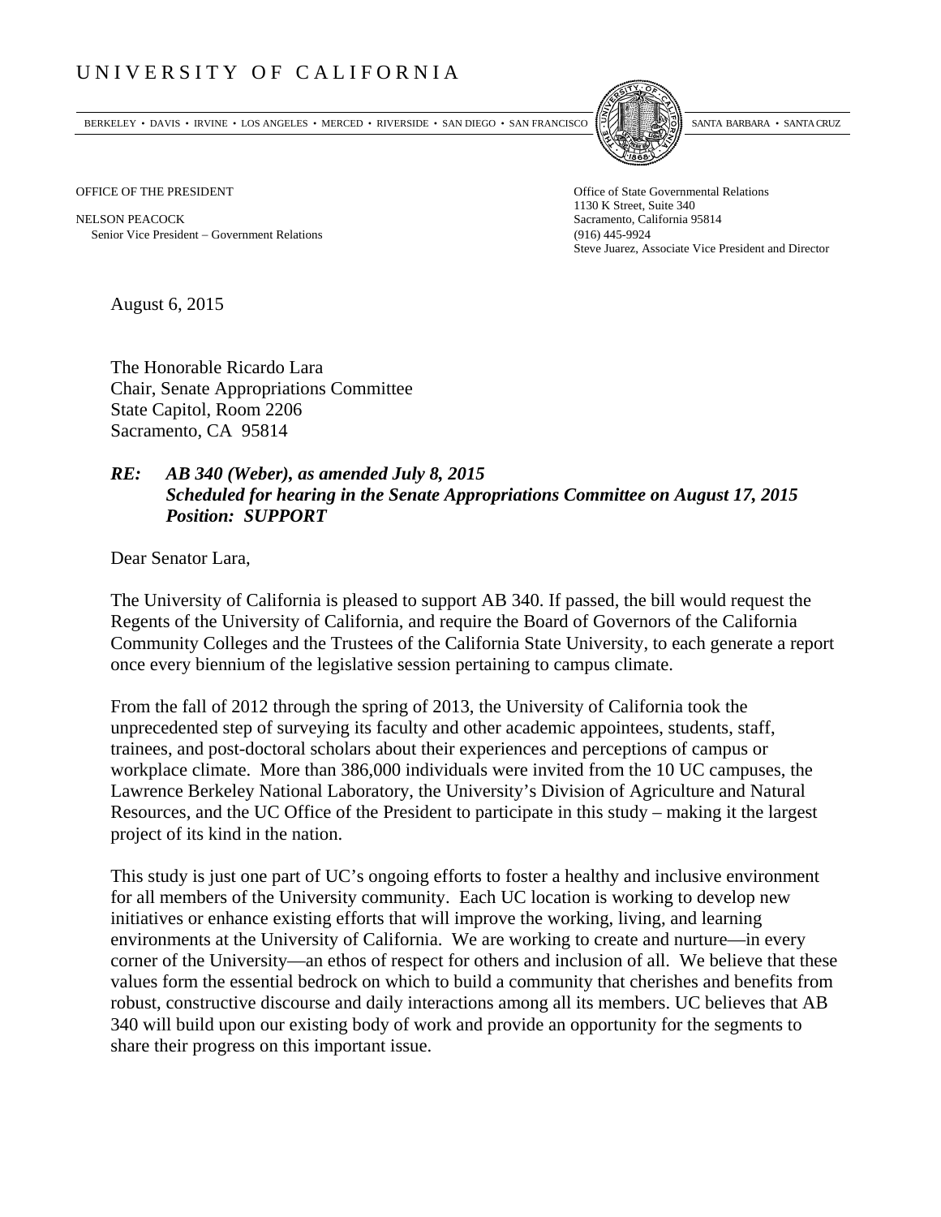# UNIVERSITY OF CALIFORNIA

BERKELEY • DAVIS • IRVINE • LOS ANGELES • MERCED • RIVERSIDE • SAN DIEGO • SAN FRANCISCO   SANTA BARBARA • SANTA CRUZ

OFFICE OF THE PRESIDENT

NELSON PEACOCK
Senior Vice President – Government Relations

Office of State Governmental Relations
1130 K Street, Suite 340
Sacramento, California 95814
(916) 445-9924
Steve Juarez, Associate Vice President and Director

August 6, 2015

The Honorable Ricardo Lara
Chair, Senate Appropriations Committee
State Capitol, Room 2206
Sacramento, CA 95814

***RE: AB 340 (Weber), as amended July 8, 2015***
***Scheduled for hearing in the Senate Appropriations Committee on August 17, 2015***
***Position: SUPPORT***

Dear Senator Lara,

The University of California is pleased to support AB 340. If passed, the bill would request the Regents of the University of California, and require the Board of Governors of the California Community Colleges and the Trustees of the California State University, to each generate a report once every biennium of the legislative session pertaining to campus climate.

From the fall of 2012 through the spring of 2013, the University of California took the unprecedented step of surveying its faculty and other academic appointees, students, staff, trainees, and post-doctoral scholars about their experiences and perceptions of campus or workplace climate. More than 386,000 individuals were invited from the 10 UC campuses, the Lawrence Berkeley National Laboratory, the University's Division of Agriculture and Natural Resources, and the UC Office of the President to participate in this study – making it the largest project of its kind in the nation.

This study is just one part of UC's ongoing efforts to foster a healthy and inclusive environment for all members of the University community. Each UC location is working to develop new initiatives or enhance existing efforts that will improve the working, living, and learning environments at the University of California. We are working to create and nurture—in every corner of the University—an ethos of respect for others and inclusion of all. We believe that these values form the essential bedrock on which to build a community that cherishes and benefits from robust, constructive discourse and daily interactions among all its members. UC believes that AB 340 will build upon our existing body of work and provide an opportunity for the segments to share their progress on this important issue.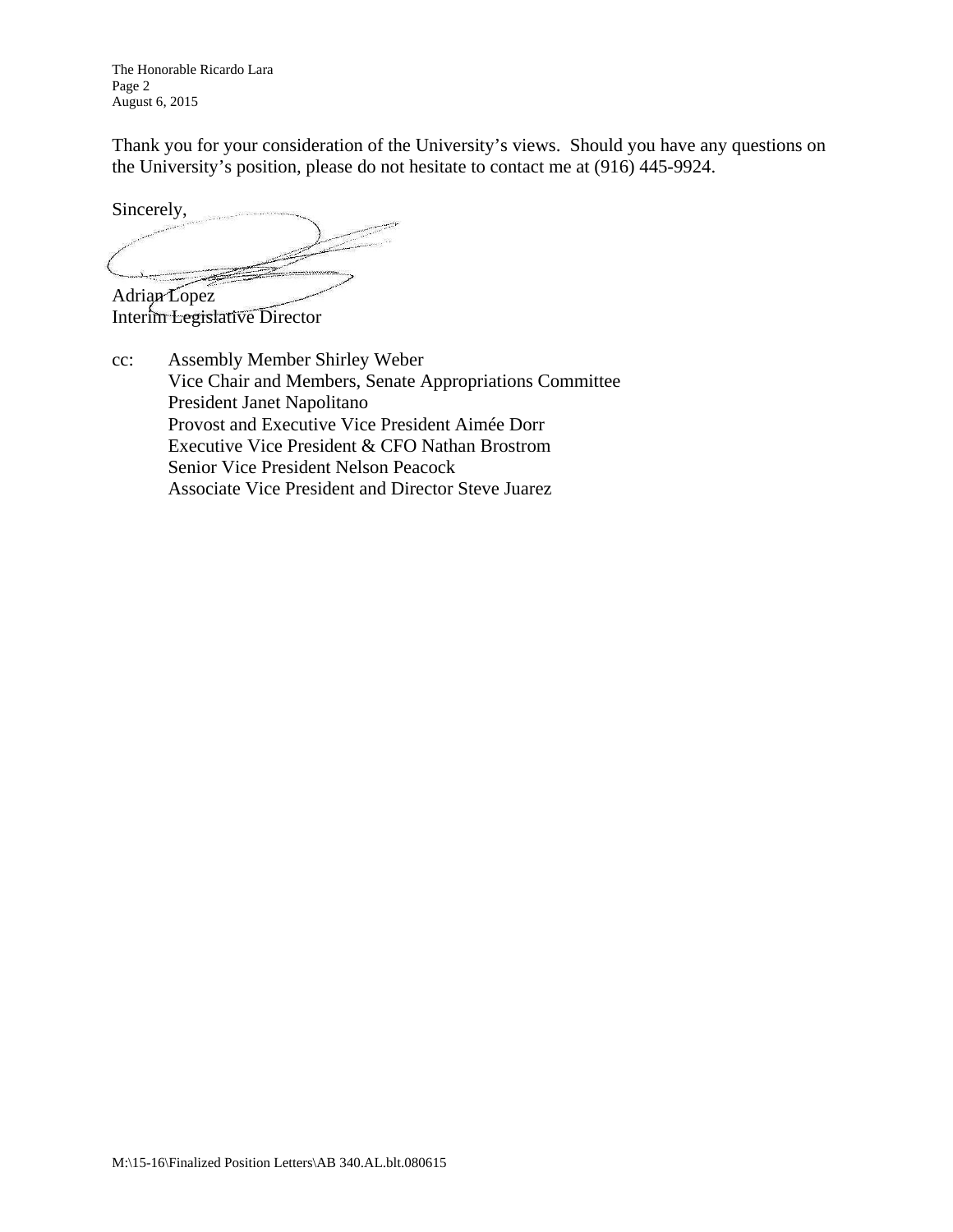Thank you for your consideration of the University's views. Should you have any questions on the University's position, please do not hesitate to contact me at (916) 445-9924.

Sincerely,

Adrian Lopez
Interim Legislative Director

cc: Assembly Member Shirley Weber
Vice Chair and Members, Senate Appropriations Committee
President Janet Napolitano
Provost and Executive Vice President Aimée Dorr
Executive Vice President & CFO Nathan Brostrom
Senior Vice President Nelson Peacock
Associate Vice President and Director Steve Juarez

M:\15-16\Finalized Position Letters\AB 340.AL.blt.080615